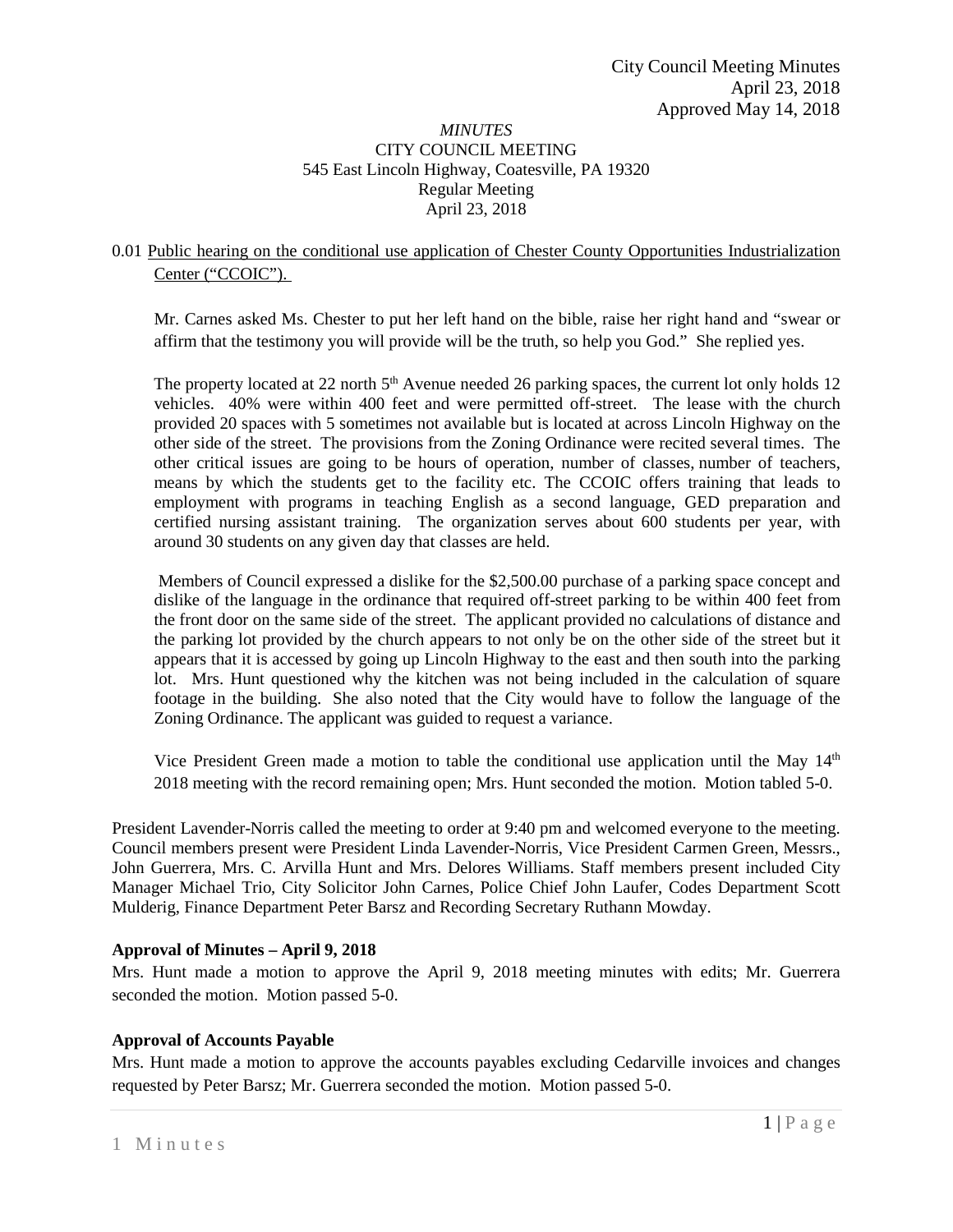City Council Meeting Minutes
April 23, 2018
Approved May 14, 2018

*MINUTES*
CITY COUNCIL MEETING
545 East Lincoln Highway, Coatesville, PA 19320
Regular Meeting
April 23, 2018

0.01 Public hearing on the conditional use application of Chester County Opportunities Industrialization Center ("CCOIC").

Mr. Carnes asked Ms. Chester to put her left hand on the bible, raise her right hand and "swear or affirm that the testimony you will provide will be the truth, so help you God." She replied yes.

The property located at 22 north 5th Avenue needed 26 parking spaces, the current lot only holds 12 vehicles. 40% were within 400 feet and were permitted off-street. The lease with the church provided 20 spaces with 5 sometimes not available but is located at across Lincoln Highway on the other side of the street. The provisions from the Zoning Ordinance were recited several times. The other critical issues are going to be hours of operation, number of classes, number of teachers, means by which the students get to the facility etc. The CCOIC offers training that leads to employment with programs in teaching English as a second language, GED preparation and certified nursing assistant training. The organization serves about 600 students per year, with around 30 students on any given day that classes are held.

Members of Council expressed a dislike for the $2,500.00 purchase of a parking space concept and dislike of the language in the ordinance that required off-street parking to be within 400 feet from the front door on the same side of the street. The applicant provided no calculations of distance and the parking lot provided by the church appears to not only be on the other side of the street but it appears that it is accessed by going up Lincoln Highway to the east and then south into the parking lot. Mrs. Hunt questioned why the kitchen was not being included in the calculation of square footage in the building. She also noted that the City would have to follow the language of the Zoning Ordinance. The applicant was guided to request a variance.

Vice President Green made a motion to table the conditional use application until the May 14th 2018 meeting with the record remaining open; Mrs. Hunt seconded the motion. Motion tabled 5-0.

President Lavender-Norris called the meeting to order at 9:40 pm and welcomed everyone to the meeting. Council members present were President Linda Lavender-Norris, Vice President Carmen Green, Messrs., John Guerrera, Mrs. C. Arvilla Hunt and Mrs. Delores Williams. Staff members present included City Manager Michael Trio, City Solicitor John Carnes, Police Chief John Laufer, Codes Department Scott Mulderig, Finance Department Peter Barsz and Recording Secretary Ruthann Mowday.

**Approval of Minutes – April 9, 2018**

Mrs. Hunt made a motion to approve the April 9, 2018 meeting minutes with edits; Mr. Guerrera seconded the motion. Motion passed 5-0.

**Approval of Accounts Payable**

Mrs. Hunt made a motion to approve the accounts payables excluding Cedarville invoices and changes requested by Peter Barsz; Mr. Guerrera seconded the motion. Motion passed 5-0.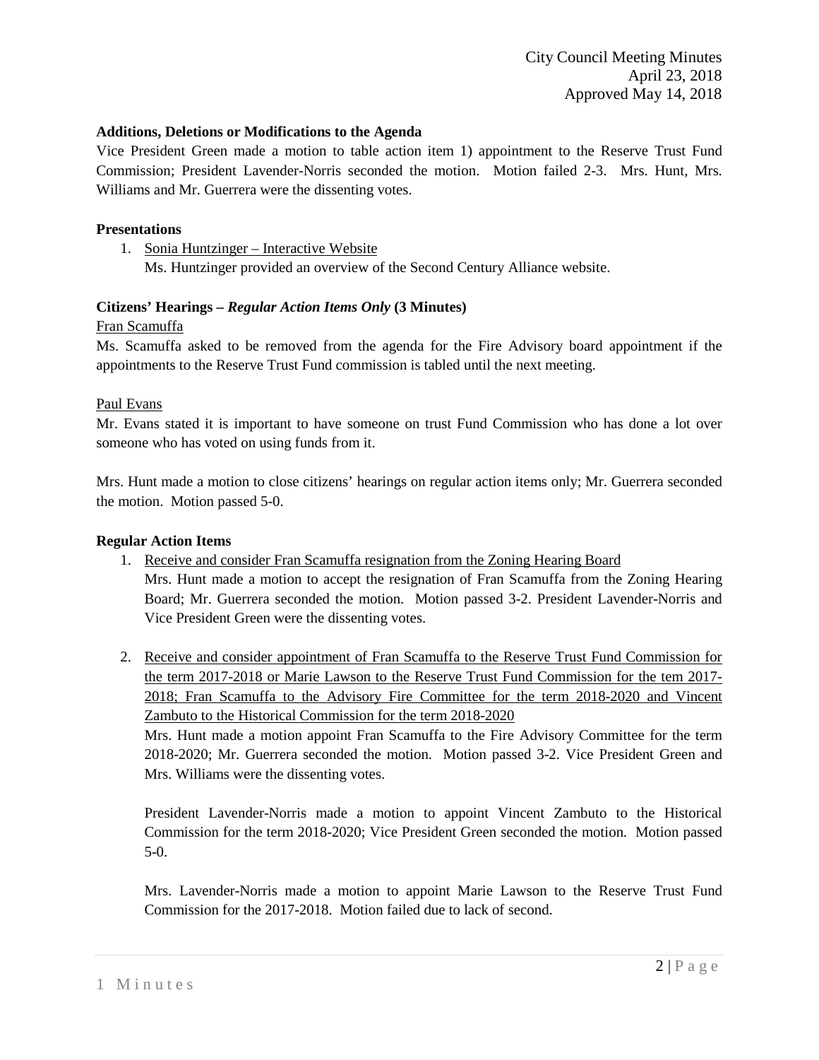**Additions, Deletions or Modifications to the Agenda**

Vice President Green made a motion to table action item 1) appointment to the Reserve Trust Fund Commission; President Lavender-Norris seconded the motion. Motion failed 2-3. Mrs. Hunt, Mrs. Williams and Mr. Guerrera were the dissenting votes.

**Presentations**

1. Sonia Huntzinger – Interactive Website
   Ms. Huntzinger provided an overview of the Second Century Alliance website.

**Citizens' Hearings – *Regular Action Items Only* (3 Minutes)**

Fran Scamuffa

Ms. Scamuffa asked to be removed from the agenda for the Fire Advisory board appointment if the appointments to the Reserve Trust Fund commission is tabled until the next meeting.

Paul Evans

Mr. Evans stated it is important to have someone on trust Fund Commission who has done a lot over someone who has voted on using funds from it.

Mrs. Hunt made a motion to close citizens' hearings on regular action items only; Mr. Guerrera seconded the motion. Motion passed 5-0.

**Regular Action Items**

1. Receive and consider Fran Scamuffa resignation from the Zoning Hearing Board
   Mrs. Hunt made a motion to accept the resignation of Fran Scamuffa from the Zoning Hearing Board; Mr. Guerrera seconded the motion. Motion passed 3-2. President Lavender-Norris and Vice President Green were the dissenting votes.

2. Receive and consider appointment of Fran Scamuffa to the Reserve Trust Fund Commission for the term 2017-2018 or Marie Lawson to the Reserve Trust Fund Commission for the tem 2017-2018; Fran Scamuffa to the Advisory Fire Committee for the term 2018-2020 and Vincent Zambuto to the Historical Commission for the term 2018-2020
   Mrs. Hunt made a motion appoint Fran Scamuffa to the Fire Advisory Committee for the term 2018-2020; Mr. Guerrera seconded the motion. Motion passed 3-2. Vice President Green and Mrs. Williams were the dissenting votes.

   President Lavender-Norris made a motion to appoint Vincent Zambuto to the Historical Commission for the term 2018-2020; Vice President Green seconded the motion. Motion passed 5-0.

   Mrs. Lavender-Norris made a motion to appoint Marie Lawson to the Reserve Trust Fund Commission for the 2017-2018. Motion failed due to lack of second.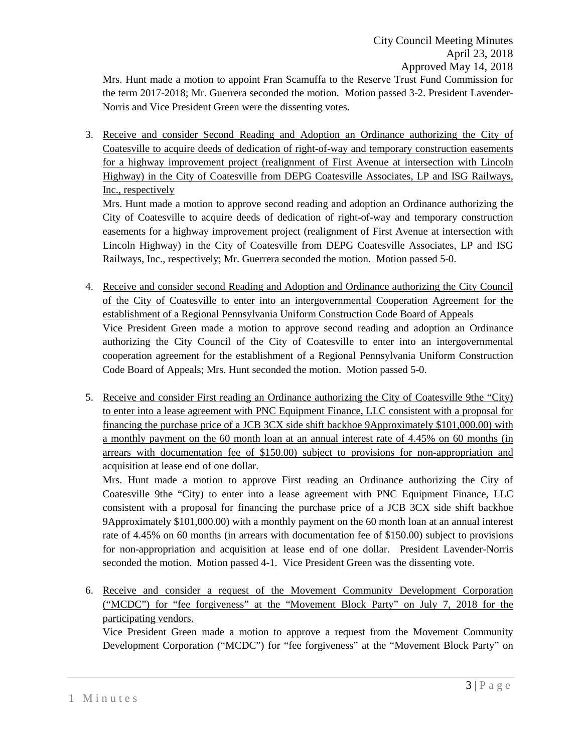Mrs. Hunt made a motion to appoint Fran Scamuffa to the Reserve Trust Fund Commission for the term 2017-2018; Mr. Guerrera seconded the motion. Motion passed 3-2. President Lavender-Norris and Vice President Green were the dissenting votes.

3. Receive and consider Second Reading and Adoption an Ordinance authorizing the City of Coatesville to acquire deeds of dedication of right-of-way and temporary construction easements for a highway improvement project (realignment of First Avenue at intersection with Lincoln Highway) in the City of Coatesville from DEPG Coatesville Associates, LP and ISG Railways, Inc., respectively

   Mrs. Hunt made a motion to approve second reading and adoption an Ordinance authorizing the City of Coatesville to acquire deeds of dedication of right-of-way and temporary construction easements for a highway improvement project (realignment of First Avenue at intersection with Lincoln Highway) in the City of Coatesville from DEPG Coatesville Associates, LP and ISG Railways, Inc., respectively; Mr. Guerrera seconded the motion. Motion passed 5-0.

4. Receive and consider second Reading and Adoption and Ordinance authorizing the City Council of the City of Coatesville to enter into an intergovernmental Cooperation Agreement for the establishment of a Regional Pennsylvania Uniform Construction Code Board of Appeals

   Vice President Green made a motion to approve second reading and adoption an Ordinance authorizing the City Council of the City of Coatesville to enter into an intergovernmental cooperation agreement for the establishment of a Regional Pennsylvania Uniform Construction Code Board of Appeals; Mrs. Hunt seconded the motion. Motion passed 5-0.

5. Receive and consider First reading an Ordinance authorizing the City of Coatesville 9the "City) to enter into a lease agreement with PNC Equipment Finance, LLC consistent with a proposal for financing the purchase price of a JCB 3CX side shift backhoe 9Approximately $101,000.00) with a monthly payment on the 60 month loan at an annual interest rate of 4.45% on 60 months (in arrears with documentation fee of $150.00) subject to provisions for non-appropriation and acquisition at lease end of one dollar.

   Mrs. Hunt made a motion to approve First reading an Ordinance authorizing the City of Coatesville 9the "City) to enter into a lease agreement with PNC Equipment Finance, LLC consistent with a proposal for financing the purchase price of a JCB 3CX side shift backhoe 9Approximately $101,000.00) with a monthly payment on the 60 month loan at an annual interest rate of 4.45% on 60 months (in arrears with documentation fee of $150.00) subject to provisions for non-appropriation and acquisition at lease end of one dollar. President Lavender-Norris seconded the motion. Motion passed 4-1. Vice President Green was the dissenting vote.

6. Receive and consider a request of the Movement Community Development Corporation ("MCDC") for "fee forgiveness" at the "Movement Block Party" on July 7, 2018 for the participating vendors.

   Vice President Green made a motion to approve a request from the Movement Community Development Corporation ("MCDC") for "fee forgiveness" at the "Movement Block Party" on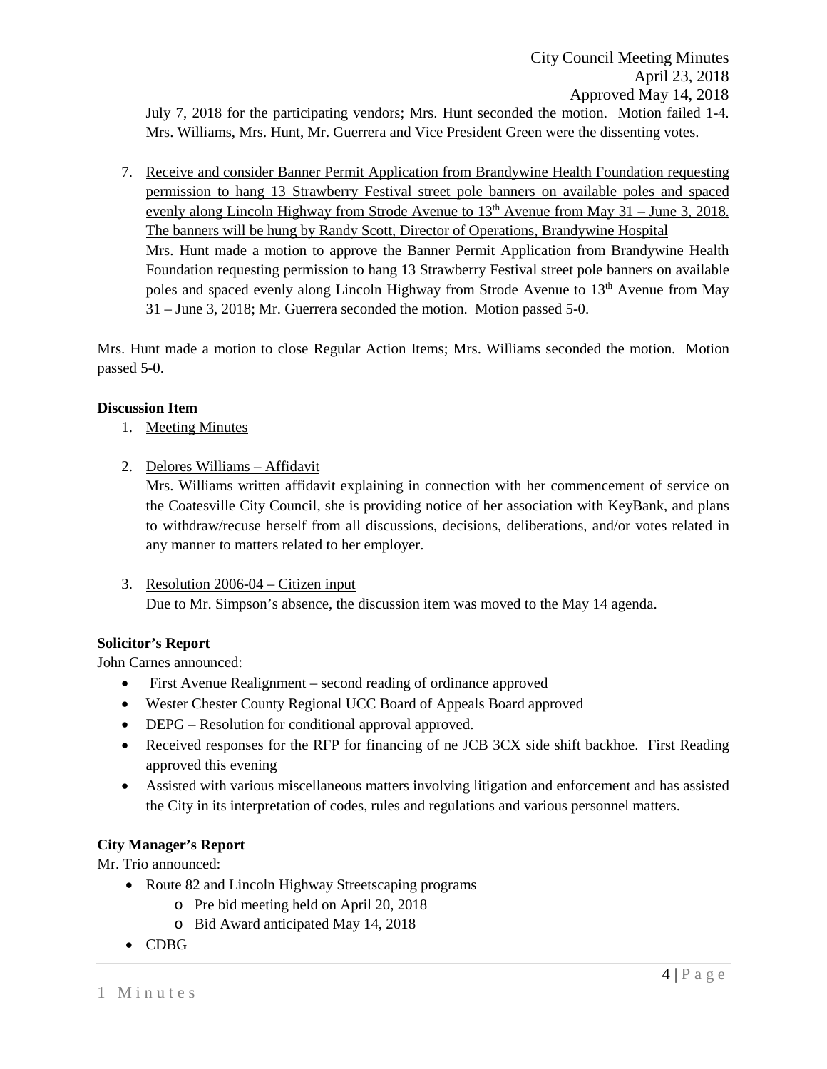July 7, 2018 for the participating vendors; Mrs. Hunt seconded the motion. Motion failed 1-4. Mrs. Williams, Mrs. Hunt, Mr. Guerrera and Vice President Green were the dissenting votes.

7. Receive and consider Banner Permit Application from Brandywine Health Foundation requesting permission to hang 13 Strawberry Festival street pole banners on available poles and spaced evenly along Lincoln Highway from Strode Avenue to 13th Avenue from May 31 – June 3, 2018. The banners will be hung by Randy Scott, Director of Operations, Brandywine Hospital
   Mrs. Hunt made a motion to approve the Banner Permit Application from Brandywine Health Foundation requesting permission to hang 13 Strawberry Festival street pole banners on available poles and spaced evenly along Lincoln Highway from Strode Avenue to 13th Avenue from May 31 – June 3, 2018; Mr. Guerrera seconded the motion. Motion passed 5-0.

Mrs. Hunt made a motion to close Regular Action Items; Mrs. Williams seconded the motion. Motion passed 5-0.

**Discussion Item**

1. Meeting Minutes

2. Delores Williams – Affidavit
   Mrs. Williams written affidavit explaining in connection with her commencement of service on the Coatesville City Council, she is providing notice of her association with KeyBank, and plans to withdraw/recuse herself from all discussions, decisions, deliberations, and/or votes related in any manner to matters related to her employer.

3. Resolution 2006-04 – Citizen input
   Due to Mr. Simpson's absence, the discussion item was moved to the May 14 agenda.

**Solicitor's Report**

John Carnes announced:

- First Avenue Realignment – second reading of ordinance approved
- Wester Chester County Regional UCC Board of Appeals Board approved
- DEPG – Resolution for conditional approval approved.
- Received responses for the RFP for financing of ne JCB 3CX side shift backhoe. First Reading approved this evening
- Assisted with various miscellaneous matters involving litigation and enforcement and has assisted the City in its interpretation of codes, rules and regulations and various personnel matters.

**City Manager's Report**

Mr. Trio announced:

- Route 82 and Lincoln Highway Streetscaping programs
  - Pre bid meeting held on April 20, 2018
  - Bid Award anticipated May 14, 2018
- CDBG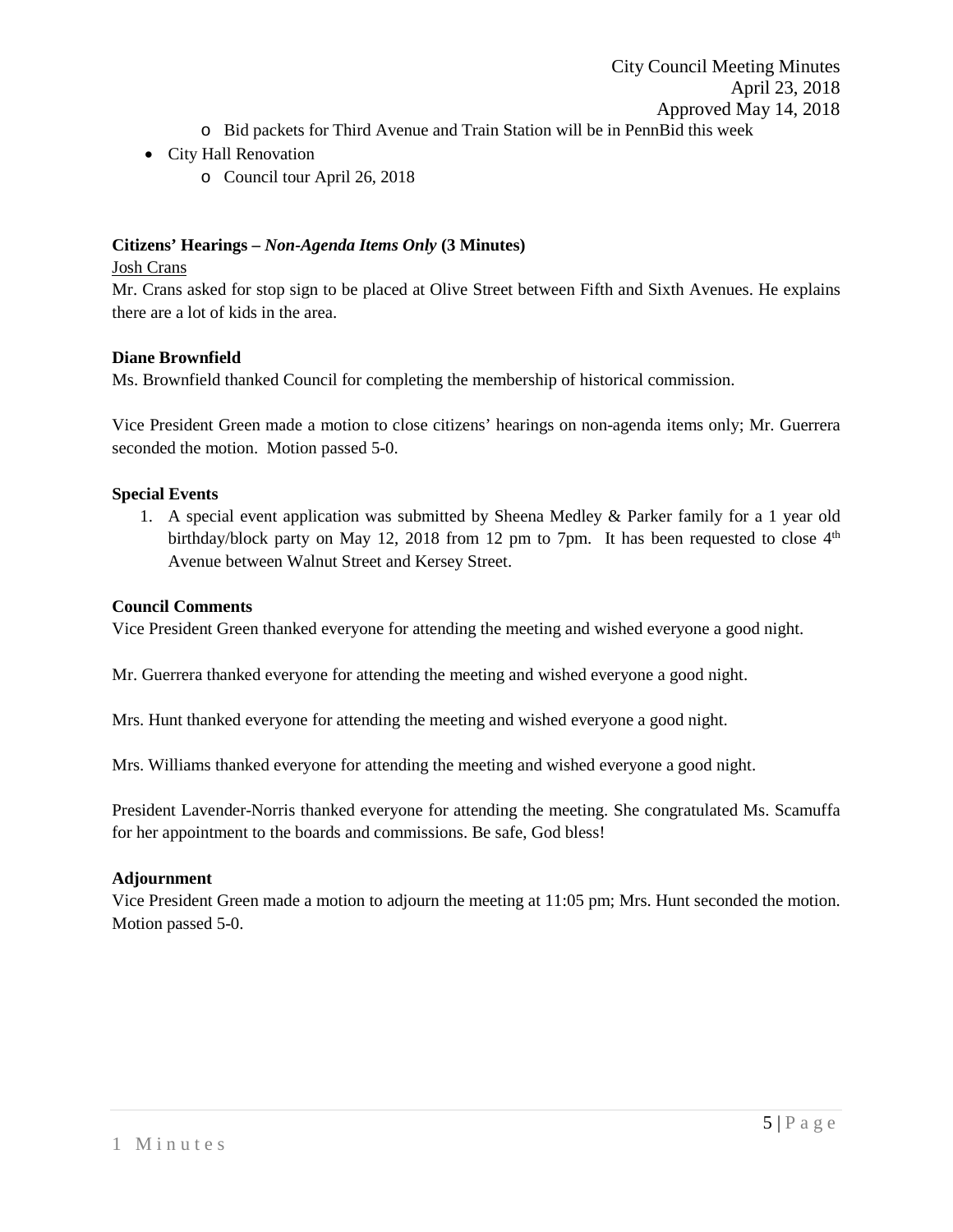- Bid packets for Third Avenue and Train Station will be in PennBid this week
- City Hall Renovation
  - Council tour April 26, 2018

**Citizens' Hearings – *Non-Agenda Items Only* (3 Minutes)**

Josh Crans

Mr. Crans asked for stop sign to be placed at Olive Street between Fifth and Sixth Avenues. He explains there are a lot of kids in the area.

**Diane Brownfield**

Ms. Brownfield thanked Council for completing the membership of historical commission.

Vice President Green made a motion to close citizens' hearings on non-agenda items only; Mr. Guerrera seconded the motion. Motion passed 5-0.

**Special Events**

1. A special event application was submitted by Sheena Medley & Parker family for a 1 year old birthday/block party on May 12, 2018 from 12 pm to 7pm. It has been requested to close 4th Avenue between Walnut Street and Kersey Street.

**Council Comments**

Vice President Green thanked everyone for attending the meeting and wished everyone a good night.

Mr. Guerrera thanked everyone for attending the meeting and wished everyone a good night.

Mrs. Hunt thanked everyone for attending the meeting and wished everyone a good night.

Mrs. Williams thanked everyone for attending the meeting and wished everyone a good night.

President Lavender-Norris thanked everyone for attending the meeting. She congratulated Ms. Scamuffa for her appointment to the boards and commissions. Be safe, God bless!

**Adjournment**

Vice President Green made a motion to adjourn the meeting at 11:05 pm; Mrs. Hunt seconded the motion. Motion passed 5-0.